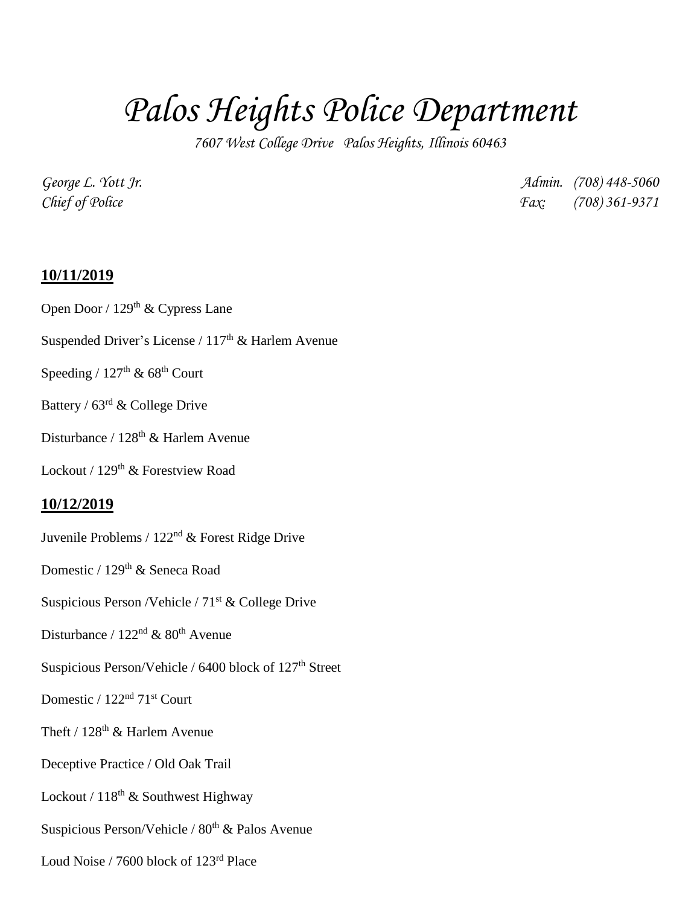# *Palos Heights Police Department*

*7607 West College Drive Palos Heights, Illinois 60463*

*George L. Yott Jr.* 
*Chief of Police*

*Admin. (708) 448-5060* 
*Fax: (708) 361-9371*

## 10/11/2019

Open Door / 129th & Cypress Lane

Suspended Driver's License / 117th & Harlem Avenue

Speeding / 127th & 68th Court

Battery / 63rd & College Drive

Disturbance / 128th & Harlem Avenue

Lockout / 129th & Forestview Road

## 10/12/2019

Juvenile Problems / 122nd & Forest Ridge Drive

Domestic / 129th & Seneca Road

Suspicious Person /Vehicle / 71st & College Drive

Disturbance / 122nd & 80th Avenue

Suspicious Person/Vehicle / 6400 block of 127th Street

Domestic / 122nd 71st Court

Theft / 128th & Harlem Avenue

Deceptive Practice / Old Oak Trail

Lockout / 118th & Southwest Highway

Suspicious Person/Vehicle / 80th & Palos Avenue

Loud Noise / 7600 block of 123rd Place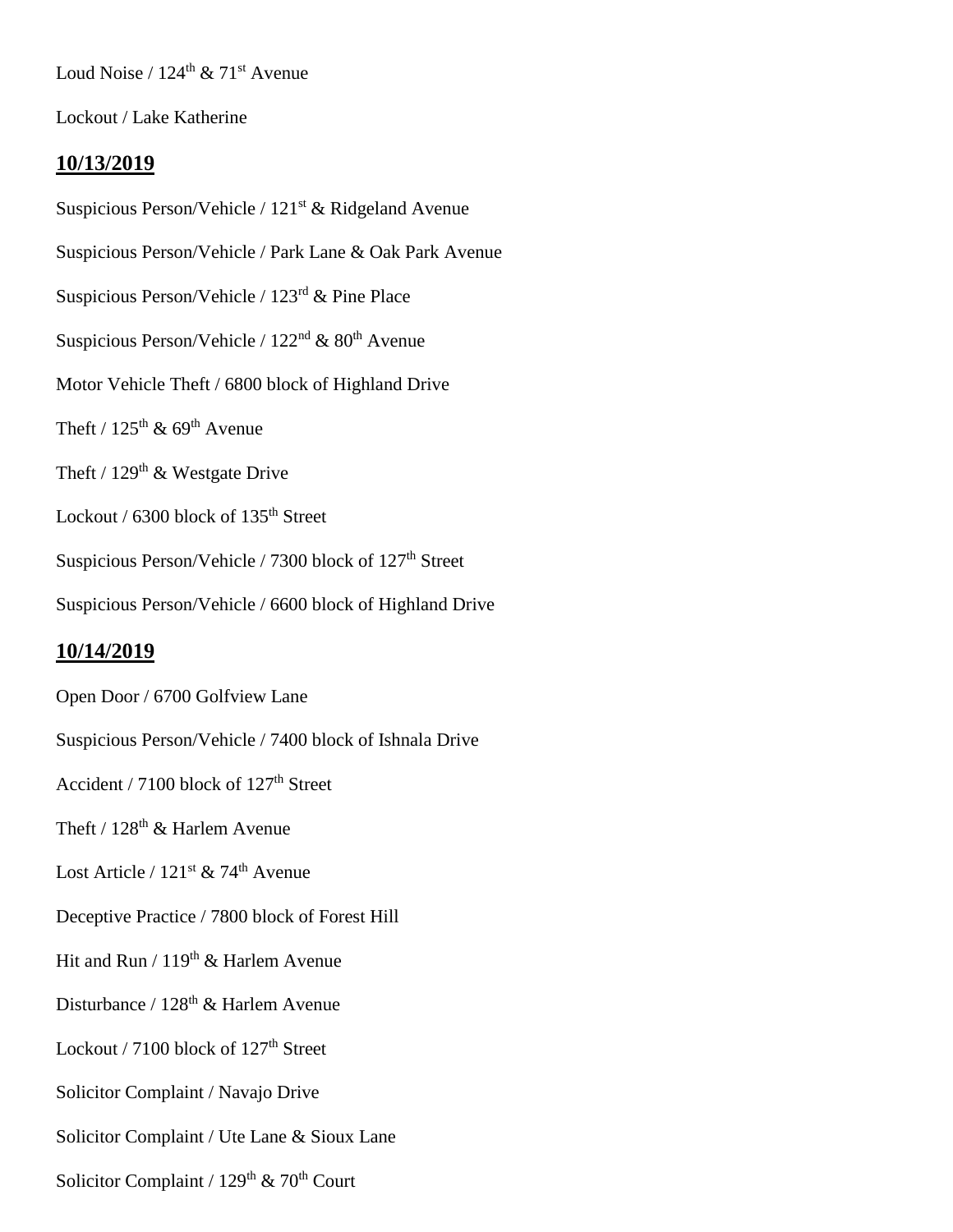Loud Noise / 124th & 71st Avenue

Lockout / Lake Katherine

**10/13/2019**

Suspicious Person/Vehicle / 121st & Ridgeland Avenue

Suspicious Person/Vehicle / Park Lane & Oak Park Avenue

Suspicious Person/Vehicle / 123rd & Pine Place

Suspicious Person/Vehicle / 122nd & 80th Avenue

Motor Vehicle Theft / 6800 block of Highland Drive

Theft / 125th & 69th Avenue

Theft / 129th & Westgate Drive

Lockout / 6300 block of 135th Street

Suspicious Person/Vehicle / 7300 block of 127th Street

Suspicious Person/Vehicle / 6600 block of Highland Drive

**10/14/2019**

Open Door / 6700 Golfview Lane

Suspicious Person/Vehicle / 7400 block of Ishnala Drive

Accident / 7100 block of 127th Street

Theft / 128th & Harlem Avenue

Lost Article / 121st & 74th Avenue

Deceptive Practice / 7800 block of Forest Hill

Hit and Run / 119th & Harlem Avenue

Disturbance / 128th & Harlem Avenue

Lockout / 7100 block of 127th Street

Solicitor Complaint / Navajo Drive

Solicitor Complaint / Ute Lane & Sioux Lane

Solicitor Complaint / 129th & 70th Court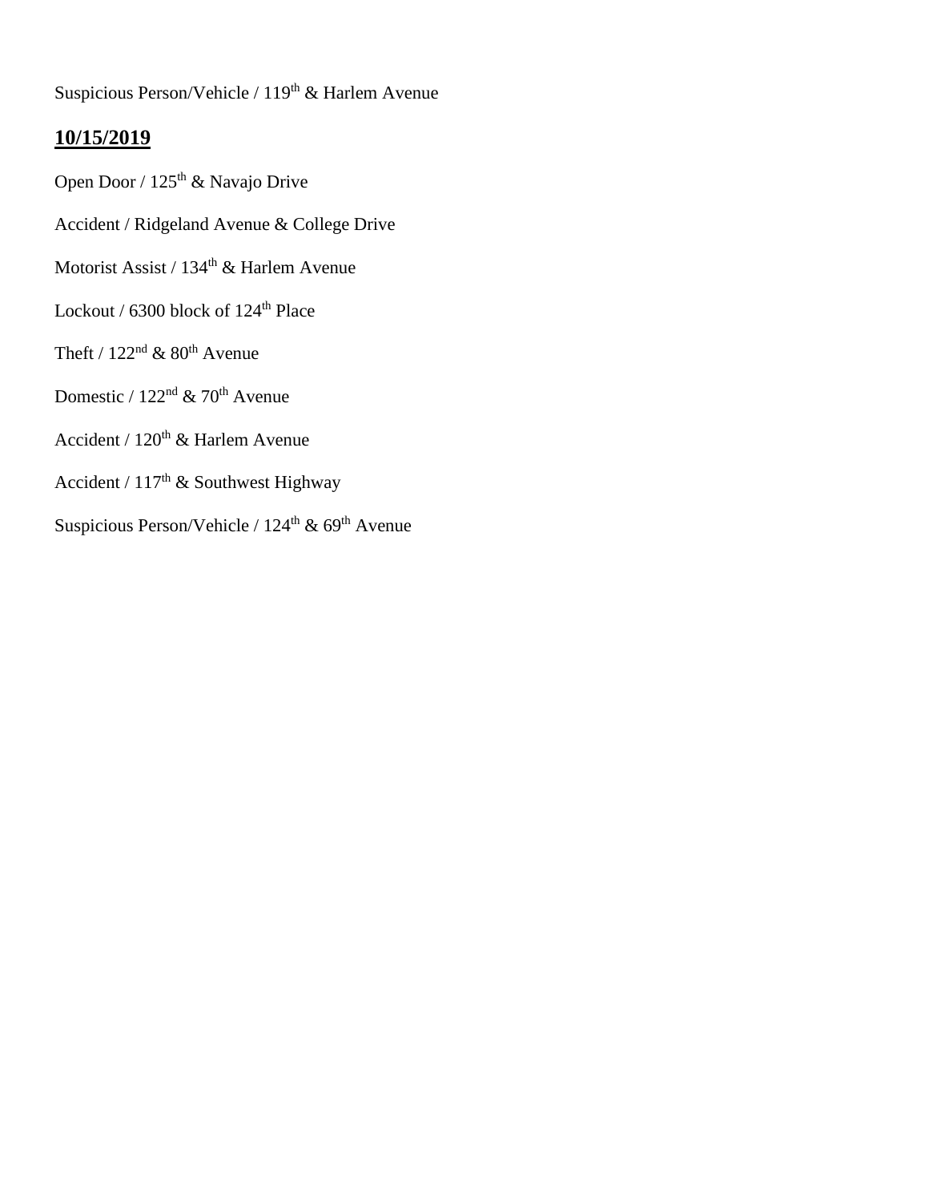Suspicious Person/Vehicle / 119th & Harlem Avenue

**10/15/2019**

Open Door / 125th & Navajo Drive

Accident / Ridgeland Avenue & College Drive

Motorist Assist / 134th & Harlem Avenue

Lockout / 6300 block of 124th Place

Theft / 122nd & 80th Avenue

Domestic / 122nd & 70th Avenue

Accident / 120th & Harlem Avenue

Accident / 117th & Southwest Highway

Suspicious Person/Vehicle / 124th & 69th Avenue